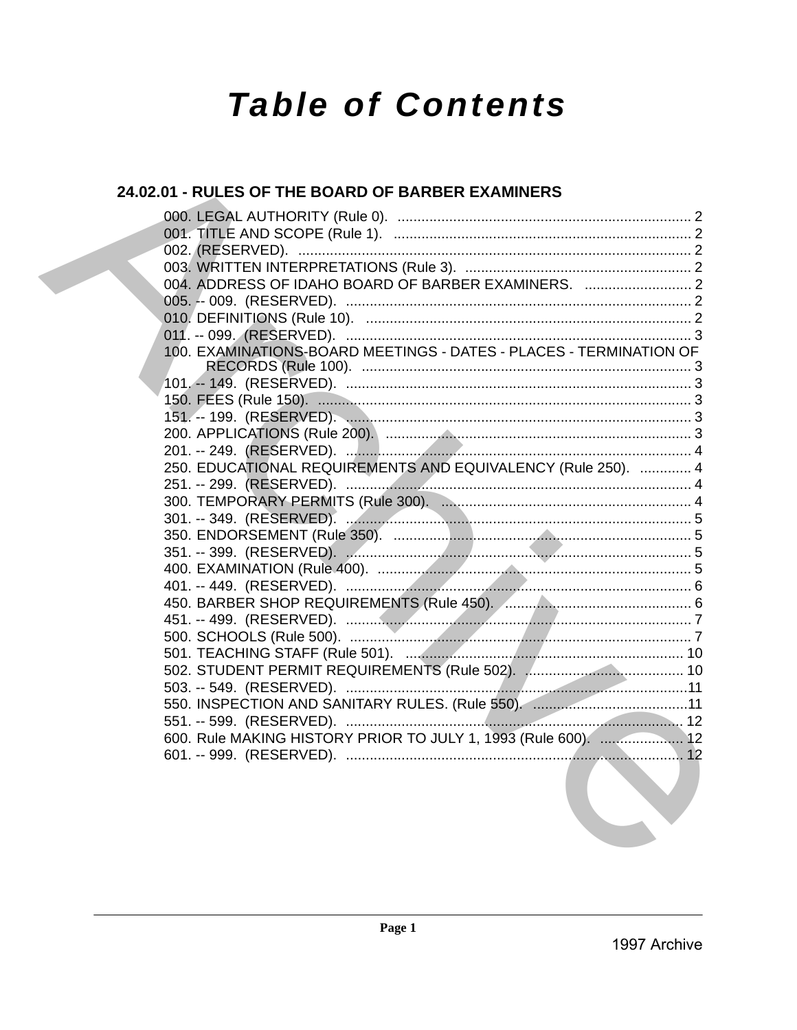# Table of Contents

## 24.02.01 - RULES OF THE BOARD OF BARBER EXAMINERS

000. LEGAL AUTHORITY (Rule 0). .......... 2
001. TITLE AND SCOPE (Rule 1). .......... 2
002. (RESERVED). .......... 2
003. WRITTEN INTERPRETATIONS (Rule 3). .......... 2
004. ADDRESS OF IDAHO BOARD OF BARBER EXAMINERS. .......... 2
005. -- 009. (RESERVED). .......... 2
010. DEFINITIONS (Rule 10). .......... 2
011. -- 099. (RESERVED). .......... 3
100. EXAMINATIONS-BOARD MEETINGS - DATES - PLACES - TERMINATION OF RECORDS (Rule 100). .......... 3
101. -- 149. (RESERVED). .......... 3
150. FEES (Rule 150). .......... 3
151. -- 199. (RESERVED). .......... 3
200. APPLICATIONS (Rule 200). .......... 3
201. -- 249. (RESERVED). .......... 4
250. EDUCATIONAL REQUIREMENTS AND EQUIVALENCY (Rule 250). .......... 4
251. -- 299. (RESERVED). .......... 4
300. TEMPORARY PERMITS (Rule 300). .......... 4
301. -- 349. (RESERVED). .......... 5
350. ENDORSEMENT (Rule 350). .......... 5
351. -- 399. (RESERVED). .......... 5
400. EXAMINATION (Rule 400). .......... 5
401. -- 449. (RESERVED). .......... 6
450. BARBER SHOP REQUIREMENTS (Rule 450). .......... 6
451. -- 499. (RESERVED). .......... 7
500. SCHOOLS (Rule 500). .......... 7
501. TEACHING STAFF (Rule 501). .......... 10
502. STUDENT PERMIT REQUIREMENTS (Rule 502). .......... 10
503. -- 549. (RESERVED). .......... 11
550. INSPECTION AND SANITARY RULES. (Rule 550). .......... 11
551. -- 599. (RESERVED). .......... 12
600. Rule MAKING HISTORY PRIOR TO JULY 1, 1993 (Rule 600). .......... 12
601. -- 999. (RESERVED). .......... 12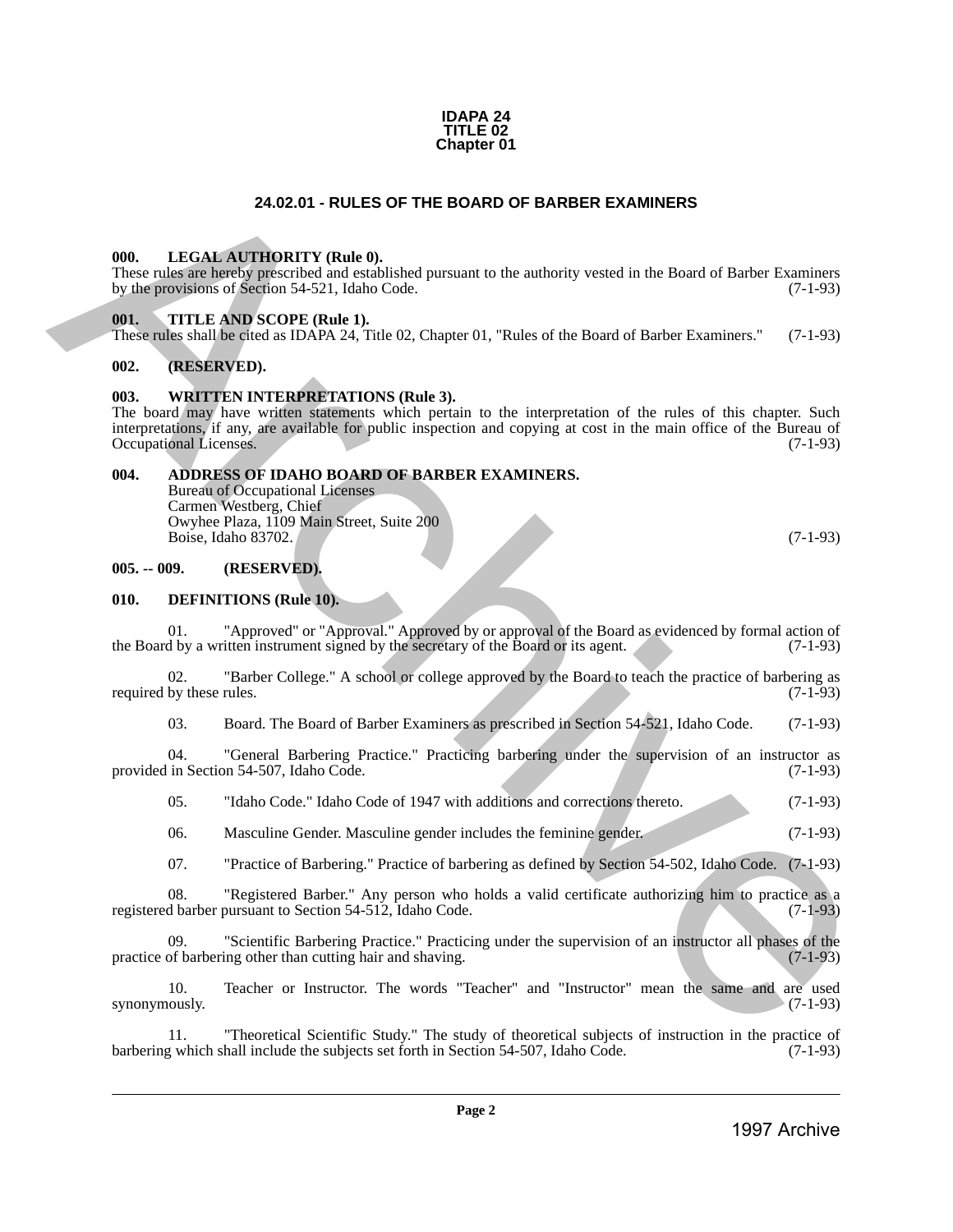**IDAPA 24**
**TITLE 02**
**Chapter 01**

# 24.02.01 - RULES OF THE BOARD OF BARBER EXAMINERS

## 000. LEGAL AUTHORITY (Rule 0).

These rules are hereby prescribed and established pursuant to the authority vested in the Board of Barber Examiners by the provisions of Section 54-521, Idaho Code. (7-1-93)

## 001. TITLE AND SCOPE (Rule 1).

These rules shall be cited as IDAPA 24, Title 02, Chapter 01, "Rules of the Board of Barber Examiners." (7-1-93)

## 002. (RESERVED).

## 003. WRITTEN INTERPRETATIONS (Rule 3).

The board may have written statements which pertain to the interpretation of the rules of this chapter. Such interpretations, if any, are available for public inspection and copying at cost in the main office of the Bureau of Occupational Licenses. (7-1-93)

## 004. ADDRESS OF IDAHO BOARD OF BARBER EXAMINERS.

Bureau of Occupational Licenses
Carmen Westberg, Chief
Owyhee Plaza, 1109 Main Street, Suite 200
Boise, Idaho 83702. (7-1-93)

## 005. -- 009. (RESERVED).

## 010. DEFINITIONS (Rule 10).

01. "Approved" or "Approval." Approved by or approval of the Board as evidenced by formal action of the Board by a written instrument signed by the secretary of the Board or its agent. (7-1-93)

02. "Barber College." A school or college approved by the Board to teach the practice of barbering as required by these rules. (7-1-93)

03. Board. The Board of Barber Examiners as prescribed in Section 54-521, Idaho Code. (7-1-93)

04. "General Barbering Practice." Practicing barbering under the supervision of an instructor as provided in Section 54-507, Idaho Code. (7-1-93)

05. "Idaho Code." Idaho Code of 1947 with additions and corrections thereto. (7-1-93)

06. Masculine Gender. Masculine gender includes the feminine gender. (7-1-93)

07. "Practice of Barbering." Practice of barbering as defined by Section 54-502, Idaho Code. (7-1-93)

08. "Registered Barber." Any person who holds a valid certificate authorizing him to practice as a registered barber pursuant to Section 54-512, Idaho Code. (7-1-93)

09. "Scientific Barbering Practice." Practicing under the supervision of an instructor all phases of the practice of barbering other than cutting hair and shaving. (7-1-93)

10. Teacher or Instructor. The words "Teacher" and "Instructor" mean the same and are used synonymously. (7-1-93)

11. "Theoretical Scientific Study." The study of theoretical subjects of instruction in the practice of barbering which shall include the subjects set forth in Section 54-507, Idaho Code. (7-1-93)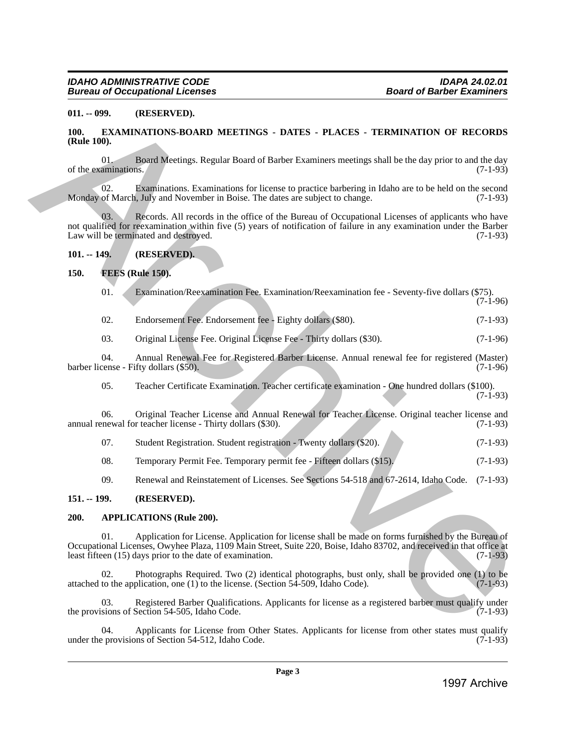**011. -- 099. (RESERVED).**

**100. EXAMINATIONS-BOARD MEETINGS - DATES - PLACES - TERMINATION OF RECORDS (Rule 100).**

01. Board Meetings. Regular Board of Barber Examiners meetings shall be the day prior to and the day of the examinations. (7-1-93)

02. Examinations. Examinations for license to practice barbering in Idaho are to be held on the second Monday of March, July and November in Boise. The dates are subject to change. (7-1-93)

03. Records. All records in the office of the Bureau of Occupational Licenses of applicants who have not qualified for reexamination within five (5) years of notification of failure in any examination under the Barber Law will be terminated and destroyed. (7-1-93)

**101. -- 149. (RESERVED).**

**150. FEES (Rule 150).**

01. Examination/Reexamination Fee. Examination/Reexamination fee - Seventy-five dollars ($75). (7-1-96)

02. Endorsement Fee. Endorsement fee - Eighty dollars ($80). (7-1-93)

03. Original License Fee. Original License Fee - Thirty dollars ($30). (7-1-96)

04. Annual Renewal Fee for Registered Barber License. Annual renewal fee for registered (Master) barber license - Fifty dollars ($50). (7-1-96)

05. Teacher Certificate Examination. Teacher certificate examination - One hundred dollars ($100). (7-1-93)

06. Original Teacher License and Annual Renewal for Teacher License. Original teacher license and annual renewal for teacher license - Thirty dollars ($30). (7-1-93)

07. Student Registration. Student registration - Twenty dollars ($20). (7-1-93)

08. Temporary Permit Fee. Temporary permit fee - Fifteen dollars ($15). (7-1-93)

09. Renewal and Reinstatement of Licenses. See Sections 54-518 and 67-2614, Idaho Code. (7-1-93)

**151. -- 199. (RESERVED).**

**200. APPLICATIONS (Rule 200).**

01. Application for License. Application for license shall be made on forms furnished by the Bureau of Occupational Licenses, Owyhee Plaza, 1109 Main Street, Suite 220, Boise, Idaho 83702, and received in that office at least fifteen (15) days prior to the date of examination. (7-1-93)

02. Photographs Required. Two (2) identical photographs, bust only, shall be provided one (1) to be attached to the application, one (1) to the license. (Section 54-509, Idaho Code). (7-1-93)

03. Registered Barber Qualifications. Applicants for license as a registered barber must qualify under the provisions of Section 54-505, Idaho Code. (7-1-93)

04. Applicants for License from Other States. Applicants for license from other states must qualify under the provisions of Section 54-512, Idaho Code. (7-1-93)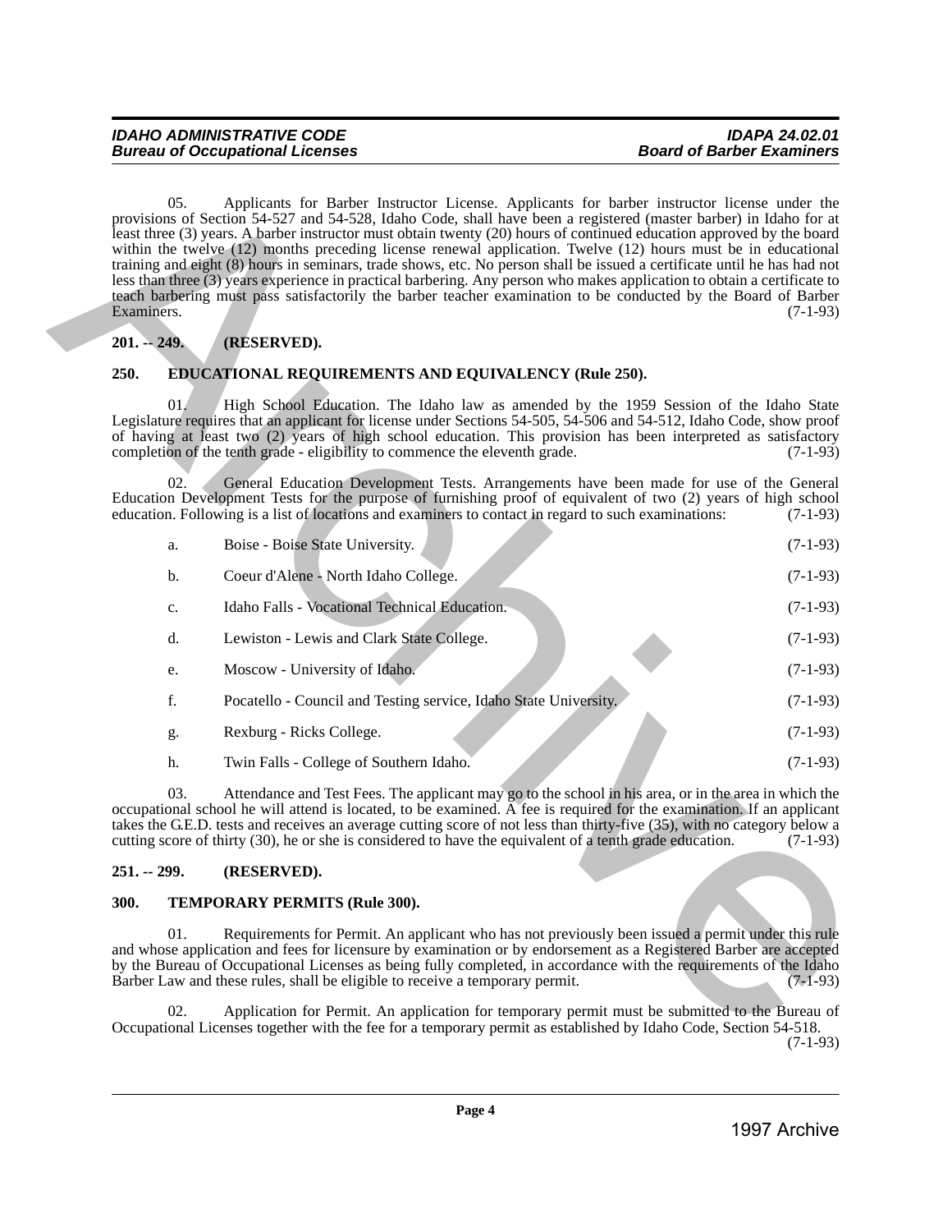05. Applicants for Barber Instructor License. Applicants for barber instructor license under the provisions of Section 54-527 and 54-528, Idaho Code, shall have been a registered (master barber) in Idaho for at least three (3) years. A barber instructor must obtain twenty (20) hours of continued education approved by the board within the twelve (12) months preceding license renewal application. Twelve (12) hours must be in educational training and eight (8) hours in seminars, trade shows, etc. No person shall be issued a certificate until he has had not less than three (3) years experience in practical barbering. Any person who makes application to obtain a certificate to teach barbering must pass satisfactorily the barber teacher examination to be conducted by the Board of Barber Examiners. (7-1-93)

**201. -- 249. (RESERVED).**

**250. EDUCATIONAL REQUIREMENTS AND EQUIVALENCY (Rule 250).**

01. High School Education. The Idaho law as amended by the 1959 Session of the Idaho State Legislature requires that an applicant for license under Sections 54-505, 54-506 and 54-512, Idaho Code, show proof of having at least two (2) years of high school education. This provision has been interpreted as satisfactory completion of the tenth grade - eligibility to commence the eleventh grade. (7-1-93)

02. General Education Development Tests. Arrangements have been made for use of the General Education Development Tests for the purpose of furnishing proof of equivalent of two (2) years of high school education. Following is a list of locations and examiners to contact in regard to such examinations: (7-1-93)

a. Boise - Boise State University. (7-1-93)

b. Coeur d'Alene - North Idaho College. (7-1-93)

c. Idaho Falls - Vocational Technical Education. (7-1-93)

d. Lewiston - Lewis and Clark State College. (7-1-93)

e. Moscow - University of Idaho. (7-1-93)

f. Pocatello - Council and Testing service, Idaho State University. (7-1-93)

g. Rexburg - Ricks College. (7-1-93)

h. Twin Falls - College of Southern Idaho. (7-1-93)

03. Attendance and Test Fees. The applicant may go to the school in his area, or in the area in which the occupational school he will attend is located, to be examined. A fee is required for the examination. If an applicant takes the G.E.D. tests and receives an average cutting score of not less than thirty-five (35), with no category below a cutting score of thirty (30), he or she is considered to have the equivalent of a tenth grade education. (7-1-93)

**251. -- 299. (RESERVED).**

**300. TEMPORARY PERMITS (Rule 300).**

01. Requirements for Permit. An applicant who has not previously been issued a permit under this rule and whose application and fees for licensure by examination or by endorsement as a Registered Barber are accepted by the Bureau of Occupational Licenses as being fully completed, in accordance with the requirements of the Idaho Barber Law and these rules, shall be eligible to receive a temporary permit. (7-1-93)

02. Application for Permit. An application for temporary permit must be submitted to the Bureau of Occupational Licenses together with the fee for a temporary permit as established by Idaho Code, Section 54-518. (7-1-93)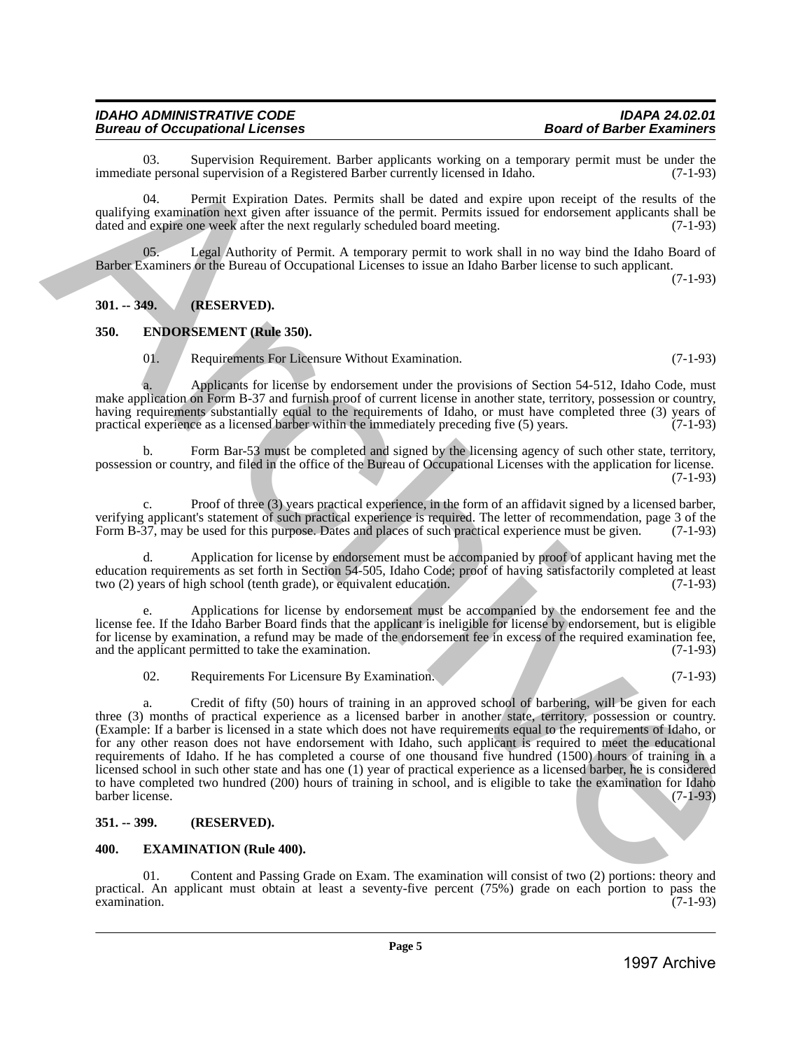03. Supervision Requirement. Barber applicants working on a temporary permit must be under the immediate personal supervision of a Registered Barber currently licensed in Idaho. (7-1-93)

04. Permit Expiration Dates. Permits shall be dated and expire upon receipt of the results of the qualifying examination next given after issuance of the permit. Permits issued for endorsement applicants shall be dated and expire one week after the next regularly scheduled board meeting. (7-1-93)

05. Legal Authority of Permit. A temporary permit to work shall in no way bind the Idaho Board of Barber Examiners or the Bureau of Occupational Licenses to issue an Idaho Barber license to such applicant. (7-1-93)

**301. -- 349. (RESERVED).**

**350. ENDORSEMENT (Rule 350).**

01. Requirements For Licensure Without Examination. (7-1-93)

a. Applicants for license by endorsement under the provisions of Section 54-512, Idaho Code, must make application on Form B-37 and furnish proof of current license in another state, territory, possession or country, having requirements substantially equal to the requirements of Idaho, or must have completed three (3) years of practical experience as a licensed barber within the immediately preceding five (5) years. (7-1-93)

b. Form Bar-53 must be completed and signed by the licensing agency of such other state, territory, possession or country, and filed in the office of the Bureau of Occupational Licenses with the application for license. (7-1-93)

c. Proof of three (3) years practical experience, in the form of an affidavit signed by a licensed barber, verifying applicant's statement of such practical experience is required. The letter of recommendation, page 3 of the Form B-37, may be used for this purpose. Dates and places of such practical experience must be given. (7-1-93)

d. Application for license by endorsement must be accompanied by proof of applicant having met the education requirements as set forth in Section 54-505, Idaho Code; proof of having satisfactorily completed at least two (2) years of high school (tenth grade), or equivalent education. (7-1-93)

e. Applications for license by endorsement must be accompanied by the endorsement fee and the license fee. If the Idaho Barber Board finds that the applicant is ineligible for license by endorsement, but is eligible for license by examination, a refund may be made of the endorsement fee in excess of the required examination fee, and the applicant permitted to take the examination. (7-1-93)

02. Requirements For Licensure By Examination. (7-1-93)

a. Credit of fifty (50) hours of training in an approved school of barbering, will be given for each three (3) months of practical experience as a licensed barber in another state, territory, possession or country. (Example: If a barber is licensed in a state which does not have requirements equal to the requirements of Idaho, or for any other reason does not have endorsement with Idaho, such applicant is required to meet the educational requirements of Idaho. If he has completed a course of one thousand five hundred (1500) hours of training in a licensed school in such other state and has one (1) year of practical experience as a licensed barber, he is considered to have completed two hundred (200) hours of training in school, and is eligible to take the examination for Idaho barber license. (7-1-93)

**351. -- 399. (RESERVED).**

**400. EXAMINATION (Rule 400).**

01. Content and Passing Grade on Exam. The examination will consist of two (2) portions: theory and practical. An applicant must obtain at least a seventy-five percent (75%) grade on each portion to pass the examination. (7-1-93)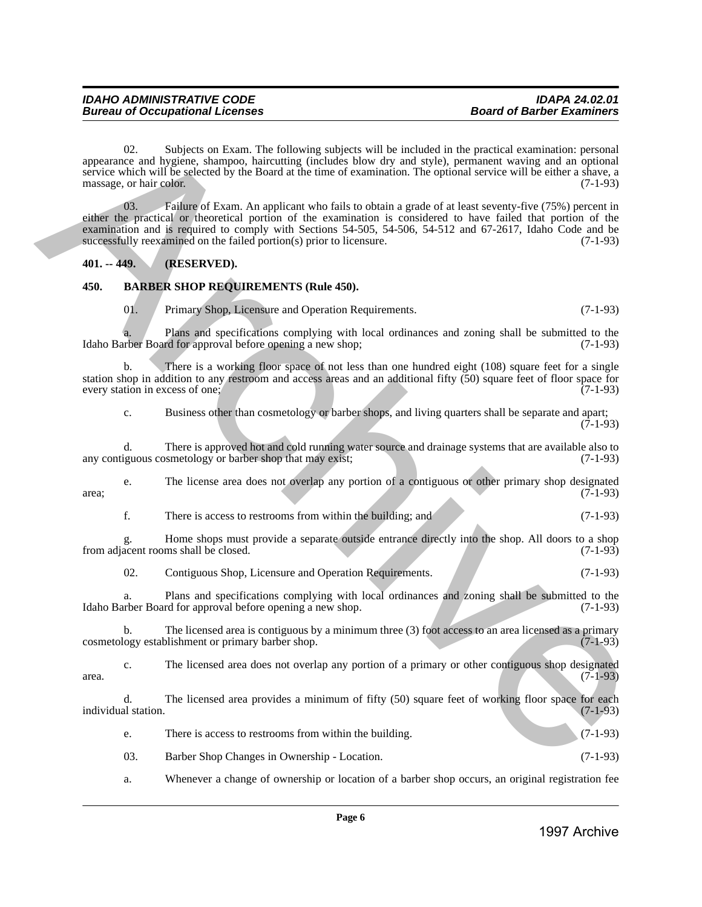02. Subjects on Exam. The following subjects will be included in the practical examination: personal appearance and hygiene, shampoo, haircutting (includes blow dry and style), permanent waving and an optional service which will be selected by the Board at the time of examination. The optional service will be either a shave, a massage, or hair color. (7-1-93)

03. Failure of Exam. An applicant who fails to obtain a grade of at least seventy-five (75%) percent in either the practical or theoretical portion of the examination is considered to have failed that portion of the examination and is required to comply with Sections 54-505, 54-506, 54-512 and 67-2617, Idaho Code and be successfully reexamined on the failed portion(s) prior to licensure. (7-1-93)

**401. -- 449. (RESERVED).**

**450. BARBER SHOP REQUIREMENTS (Rule 450).**

01. Primary Shop, Licensure and Operation Requirements. (7-1-93)

a. Plans and specifications complying with local ordinances and zoning shall be submitted to the Idaho Barber Board for approval before opening a new shop; (7-1-93)

b. There is a working floor space of not less than one hundred eight (108) square feet for a single station shop in addition to any restroom and access areas and an additional fifty (50) square feet of floor space for every station in excess of one; (7-1-93)

c. Business other than cosmetology or barber shops, and living quarters shall be separate and apart; (7-1-93)

d. There is approved hot and cold running water source and drainage systems that are available also to any contiguous cosmetology or barber shop that may exist; (7-1-93)

e. The license area does not overlap any portion of a contiguous or other primary shop designated area; (7-1-93)

f. There is access to restrooms from within the building; and (7-1-93)

g. Home shops must provide a separate outside entrance directly into the shop. All doors to a shop from adjacent rooms shall be closed. (7-1-93)

02. Contiguous Shop, Licensure and Operation Requirements. (7-1-93)

a. Plans and specifications complying with local ordinances and zoning shall be submitted to the Idaho Barber Board for approval before opening a new shop. (7-1-93)

b. The licensed area is contiguous by a minimum three (3) foot access to an area licensed as a primary cosmetology establishment or primary barber shop. (7-1-93)

c. The licensed area does not overlap any portion of a primary or other contiguous shop designated area. (7-1-93)

d. The licensed area provides a minimum of fifty (50) square feet of working floor space for each individual station. (7-1-93)

e. There is access to restrooms from within the building. (7-1-93)

03. Barber Shop Changes in Ownership - Location. (7-1-93)

a. Whenever a change of ownership or location of a barber shop occurs, an original registration fee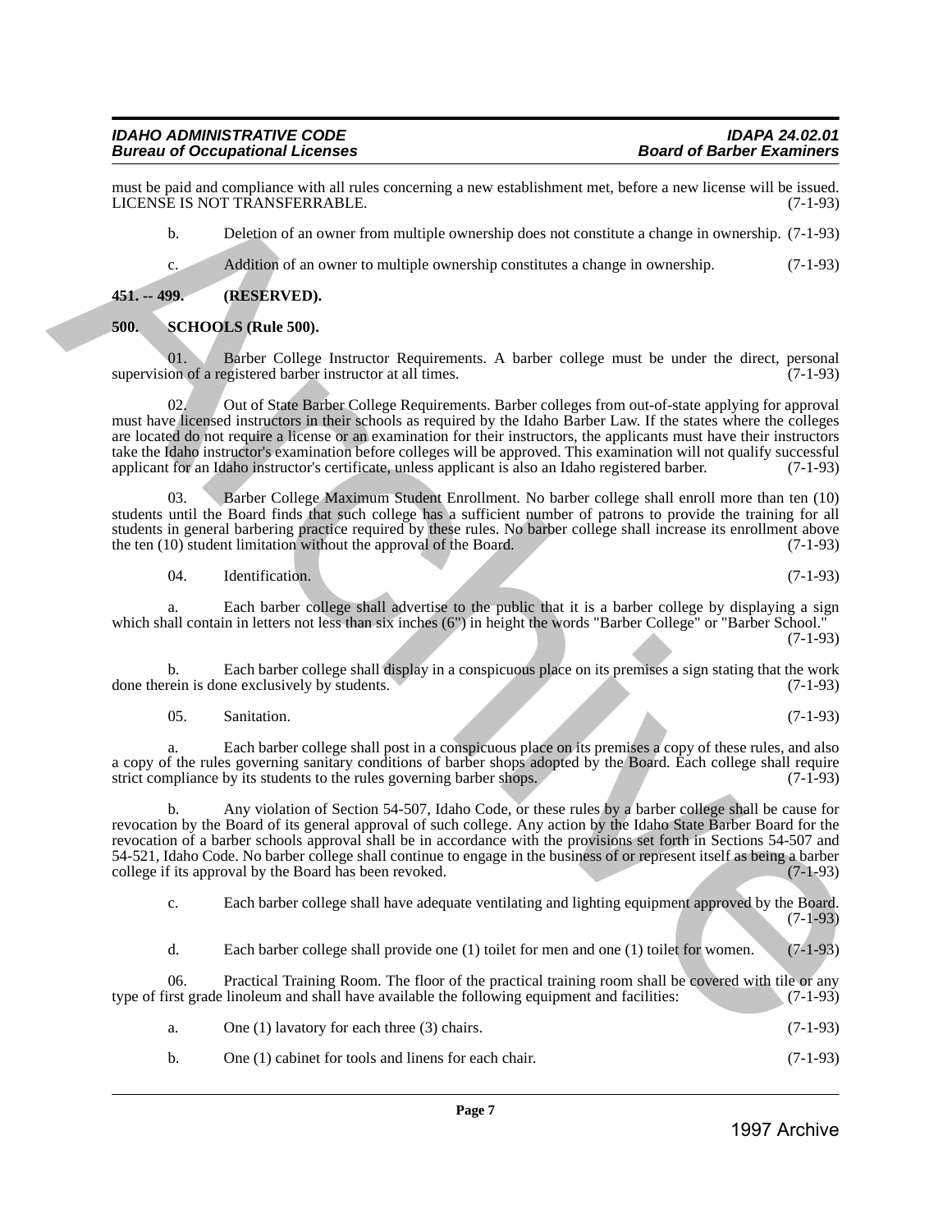must be paid and compliance with all rules concerning a new establishment met, before a new license will be issued. LICENSE IS NOT TRANSFERRABLE. (7-1-93)

b. Deletion of an owner from multiple ownership does not constitute a change in ownership. (7-1-93)

c. Addition of an owner to multiple ownership constitutes a change in ownership. (7-1-93)

**451. -- 499. (RESERVED).**

**500. SCHOOLS (Rule 500).**

01. Barber College Instructor Requirements. A barber college must be under the direct, personal supervision of a registered barber instructor at all times. (7-1-93)

02. Out of State Barber College Requirements. Barber colleges from out-of-state applying for approval must have licensed instructors in their schools as required by the Idaho Barber Law. If the states where the colleges are located do not require a license or an examination for their instructors, the applicants must have their instructors take the Idaho instructor's examination before colleges will be approved. This examination will not qualify successful applicant for an Idaho instructor's certificate, unless applicant is also an Idaho registered barber. (7-1-93)

03. Barber College Maximum Student Enrollment. No barber college shall enroll more than ten (10) students until the Board finds that such college has a sufficient number of patrons to provide the training for all students in general barbering practice required by these rules. No barber college shall increase its enrollment above the ten (10) student limitation without the approval of the Board. (7-1-93)

04. Identification. (7-1-93)

a. Each barber college shall advertise to the public that it is a barber college by displaying a sign which shall contain in letters not less than six inches (6") in height the words "Barber College" or "Barber School." (7-1-93)

b. Each barber college shall display in a conspicuous place on its premises a sign stating that the work done therein is done exclusively by students. (7-1-93)

05. Sanitation. (7-1-93)

a. Each barber college shall post in a conspicuous place on its premises a copy of these rules, and also a copy of the rules governing sanitary conditions of barber shops adopted by the Board. Each college shall require strict compliance by its students to the rules governing barber shops. (7-1-93)

b. Any violation of Section 54-507, Idaho Code, or these rules by a barber college shall be cause for revocation by the Board of its general approval of such college. Any action by the Idaho State Barber Board for the revocation of a barber schools approval shall be in accordance with the provisions set forth in Sections 54-507 and 54-521, Idaho Code. No barber college shall continue to engage in the business of or represent itself as being a barber college if its approval by the Board has been revoked. (7-1-93)

c. Each barber college shall have adequate ventilating and lighting equipment approved by the Board. (7-1-93)

d. Each barber college shall provide one (1) toilet for men and one (1) toilet for women. (7-1-93)

06. Practical Training Room. The floor of the practical training room shall be covered with tile or any type of first grade linoleum and shall have available the following equipment and facilities: (7-1-93)

a. One (1) lavatory for each three (3) chairs. (7-1-93)

b. One (1) cabinet for tools and linens for each chair. (7-1-93)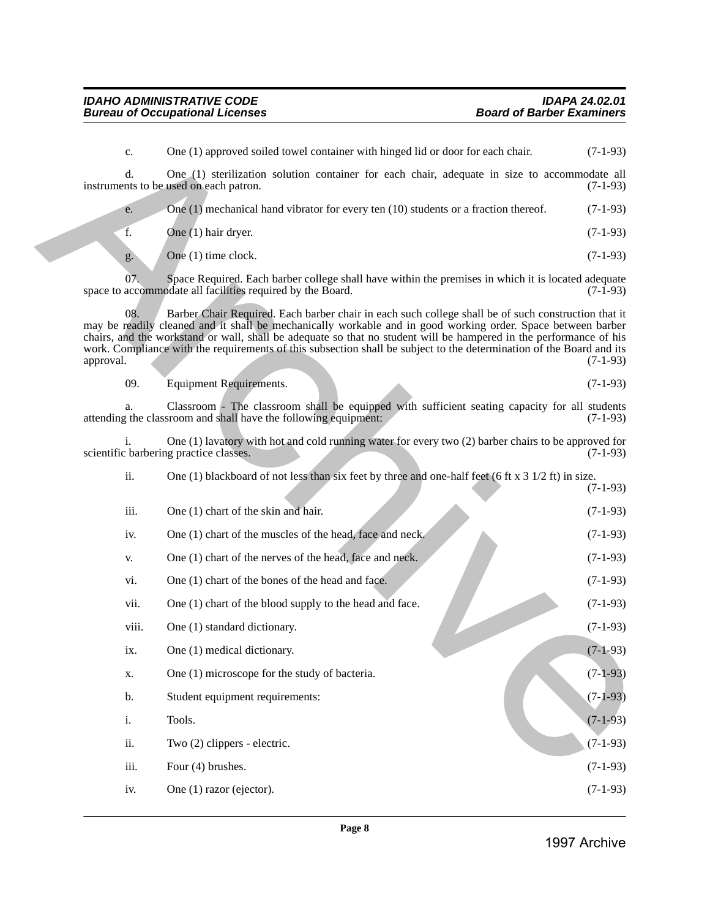c. One (1) approved soiled towel container with hinged lid or door for each chair. (7-1-93)

d. One (1) sterilization solution container for each chair, adequate in size to accommodate all instruments to be used on each patron. (7-1-93)

e. One (1) mechanical hand vibrator for every ten (10) students or a fraction thereof. (7-1-93)

f. One (1) hair dryer. (7-1-93)

g. One (1) time clock. (7-1-93)

07. Space Required. Each barber college shall have within the premises in which it is located adequate space to accommodate all facilities required by the Board. (7-1-93)

08. Barber Chair Required. Each barber chair in each such college shall be of such construction that it may be readily cleaned and it shall be mechanically workable and in good working order. Space between barber chairs, and the workstand or wall, shall be adequate so that no student will be hampered in the performance of his work. Compliance with the requirements of this subsection shall be subject to the determination of the Board and its approval. (7-1-93)

09. Equipment Requirements. (7-1-93)

a. Classroom - The classroom shall be equipped with sufficient seating capacity for all students attending the classroom and shall have the following equipment: (7-1-93)

i. One (1) lavatory with hot and cold running water for every two (2) barber chairs to be approved for scientific barbering practice classes. (7-1-93)

ii. One (1) blackboard of not less than six feet by three and one-half feet (6 ft x 3 1/2 ft) in size. (7-1-93)

iii. One (1) chart of the skin and hair. (7-1-93)

iv. One (1) chart of the muscles of the head, face and neck. (7-1-93)

v. One (1) chart of the nerves of the head, face and neck. (7-1-93)

vi. One (1) chart of the bones of the head and face. (7-1-93)

vii. One (1) chart of the blood supply to the head and face. (7-1-93)

viii. One (1) standard dictionary. (7-1-93)

ix. One (1) medical dictionary. (7-1-93)

x. One (1) microscope for the study of bacteria. (7-1-93)

b. Student equipment requirements: (7-1-93)

i. Tools. (7-1-93)

ii. Two (2) clippers - electric. (7-1-93)

iii. Four (4) brushes. (7-1-93)

iv. One (1) razor (ejector). (7-1-93)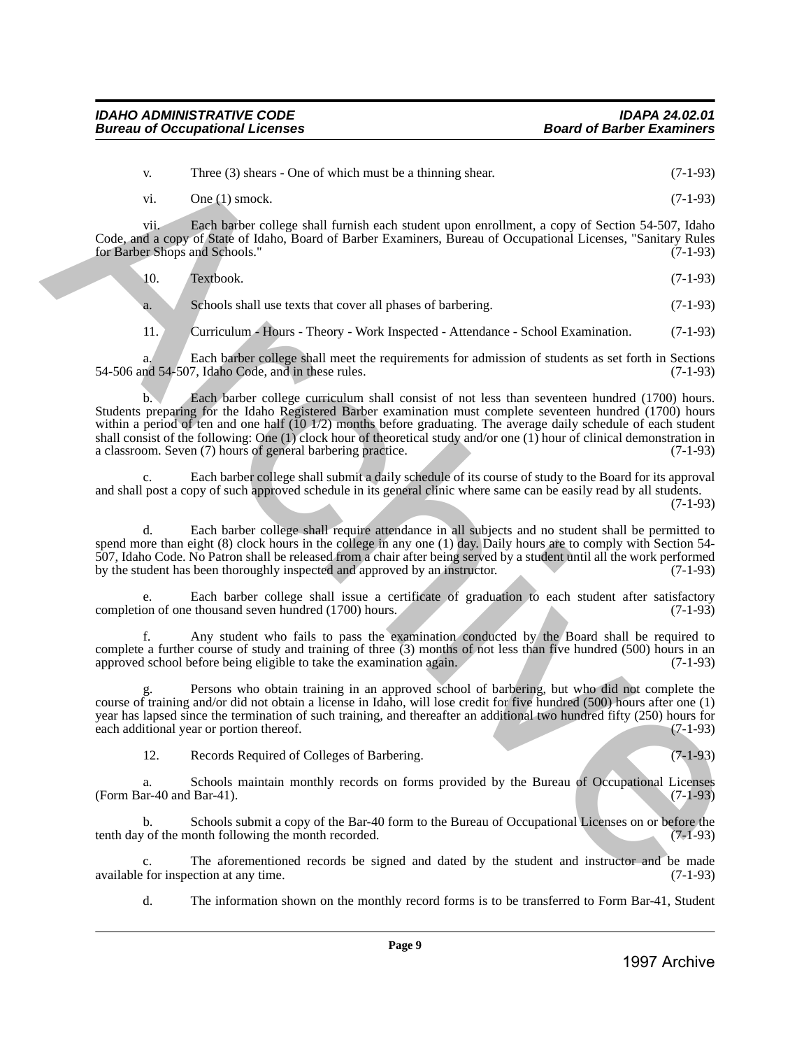v. Three (3) shears - One of which must be a thinning shear. (7-1-93)

vi. One (1) smock. (7-1-93)

vii. Each barber college shall furnish each student upon enrollment, a copy of Section 54-507, Idaho Code, and a copy of State of Idaho, Board of Barber Examiners, Bureau of Occupational Licenses, "Sanitary Rules for Barber Shops and Schools." (7-1-93)

10. Textbook. (7-1-93)

a. Schools shall use texts that cover all phases of barbering. (7-1-93)

11. Curriculum - Hours - Theory - Work Inspected - Attendance - School Examination. (7-1-93)

a. Each barber college shall meet the requirements for admission of students as set forth in Sections 54-506 and 54-507, Idaho Code, and in these rules. (7-1-93)

b. Each barber college curriculum shall consist of not less than seventeen hundred (1700) hours. Students preparing for the Idaho Registered Barber examination must complete seventeen hundred (1700) hours within a period of ten and one half (10 1/2) months before graduating. The average daily schedule of each student shall consist of the following: One (1) clock hour of theoretical study and/or one (1) hour of clinical demonstration in a classroom. Seven (7) hours of general barbering practice. (7-1-93)

c. Each barber college shall submit a daily schedule of its course of study to the Board for its approval and shall post a copy of such approved schedule in its general clinic where same can be easily read by all students. (7-1-93)

d. Each barber college shall require attendance in all subjects and no student shall be permitted to spend more than eight (8) clock hours in the college in any one (1) day. Daily hours are to comply with Section 54-507, Idaho Code. No Patron shall be released from a chair after being served by a student until all the work performed by the student has been thoroughly inspected and approved by an instructor. (7-1-93)

e. Each barber college shall issue a certificate of graduation to each student after satisfactory completion of one thousand seven hundred (1700) hours. (7-1-93)

f. Any student who fails to pass the examination conducted by the Board shall be required to complete a further course of study and training of three (3) months of not less than five hundred (500) hours in an approved school before being eligible to take the examination again. (7-1-93)

g. Persons who obtain training in an approved school of barbering, but who did not complete the course of training and/or did not obtain a license in Idaho, will lose credit for five hundred (500) hours after one (1) year has lapsed since the termination of such training, and thereafter an additional two hundred fifty (250) hours for each additional year or portion thereof. (7-1-93)

12. Records Required of Colleges of Barbering. (7-1-93)

a. Schools maintain monthly records on forms provided by the Bureau of Occupational Licenses (Form Bar-40 and Bar-41). (7-1-93)

b. Schools submit a copy of the Bar-40 form to the Bureau of Occupational Licenses on or before the tenth day of the month following the month recorded. (7-1-93)

c. The aforementioned records be signed and dated by the student and instructor and be made available for inspection at any time. (7-1-93)

d. The information shown on the monthly record forms is to be transferred to Form Bar-41, Student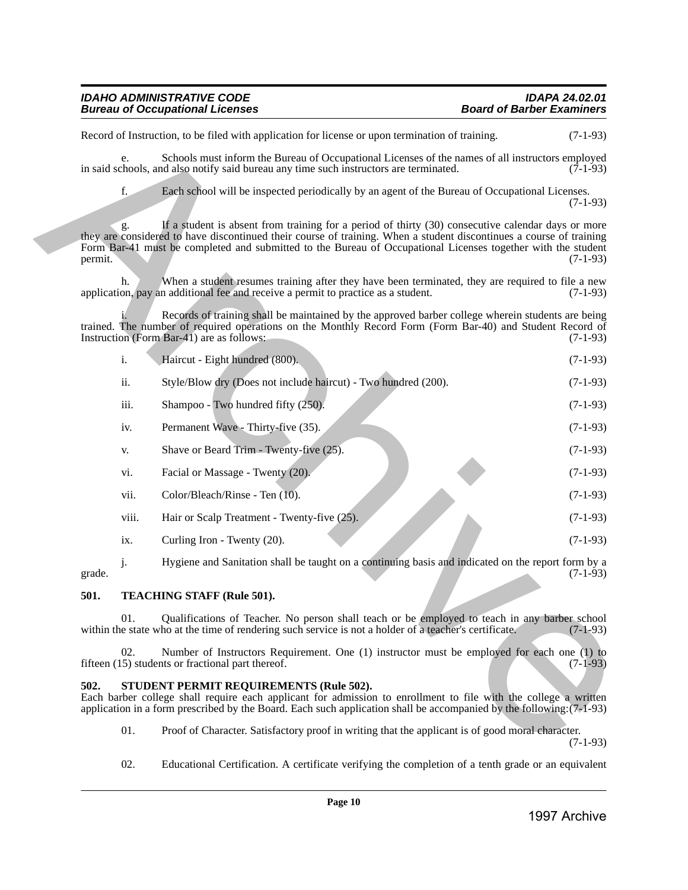Record of Instruction, to be filed with application for license or upon termination of training. (7-1-93)

e. Schools must inform the Bureau of Occupational Licenses of the names of all instructors employed in said schools, and also notify said bureau any time such instructors are terminated. (7-1-93)

f. Each school will be inspected periodically by an agent of the Bureau of Occupational Licenses. (7-1-93)

g. If a student is absent from training for a period of thirty (30) consecutive calendar days or more they are considered to have discontinued their course of training. When a student discontinues a course of training Form Bar-41 must be completed and submitted to the Bureau of Occupational Licenses together with the student permit. (7-1-93)

h. When a student resumes training after they have been terminated, they are required to file a new application, pay an additional fee and receive a permit to practice as a student. (7-1-93)

i. Records of training shall be maintained by the approved barber college wherein students are being trained. The number of required operations on the Monthly Record Form (Form Bar-40) and Student Record of Instruction (Form Bar-41) are as follows: (7-1-93)

i. Haircut - Eight hundred (800). (7-1-93)

ii. Style/Blow dry (Does not include haircut) - Two hundred (200). (7-1-93)

iii. Shampoo - Two hundred fifty (250). (7-1-93)

iv. Permanent Wave - Thirty-five (35). (7-1-93)

v. Shave or Beard Trim - Twenty-five (25). (7-1-93)

vi. Facial or Massage - Twenty (20). (7-1-93)

vii. Color/Bleach/Rinse - Ten (10). (7-1-93)

viii. Hair or Scalp Treatment - Twenty-five (25). (7-1-93)

ix. Curling Iron - Twenty (20). (7-1-93)

j. Hygiene and Sanitation shall be taught on a continuing basis and indicated on the report form by a grade. (7-1-93)

**501. TEACHING STAFF (Rule 501).**

01. Qualifications of Teacher. No person shall teach or be employed to teach in any barber school within the state who at the time of rendering such service is not a holder of a teacher's certificate. (7-1-93)

02. Number of Instructors Requirement. One (1) instructor must be employed for each one (1) to fifteen (15) students or fractional part thereof. (7-1-93)

**502. STUDENT PERMIT REQUIREMENTS (Rule 502).**

Each barber college shall require each applicant for admission to enrollment to file with the college a written application in a form prescribed by the Board. Each such application shall be accompanied by the following: (7-1-93)

01. Proof of Character. Satisfactory proof in writing that the applicant is of good moral character. (7-1-93)

02. Educational Certification. A certificate verifying the completion of a tenth grade or an equivalent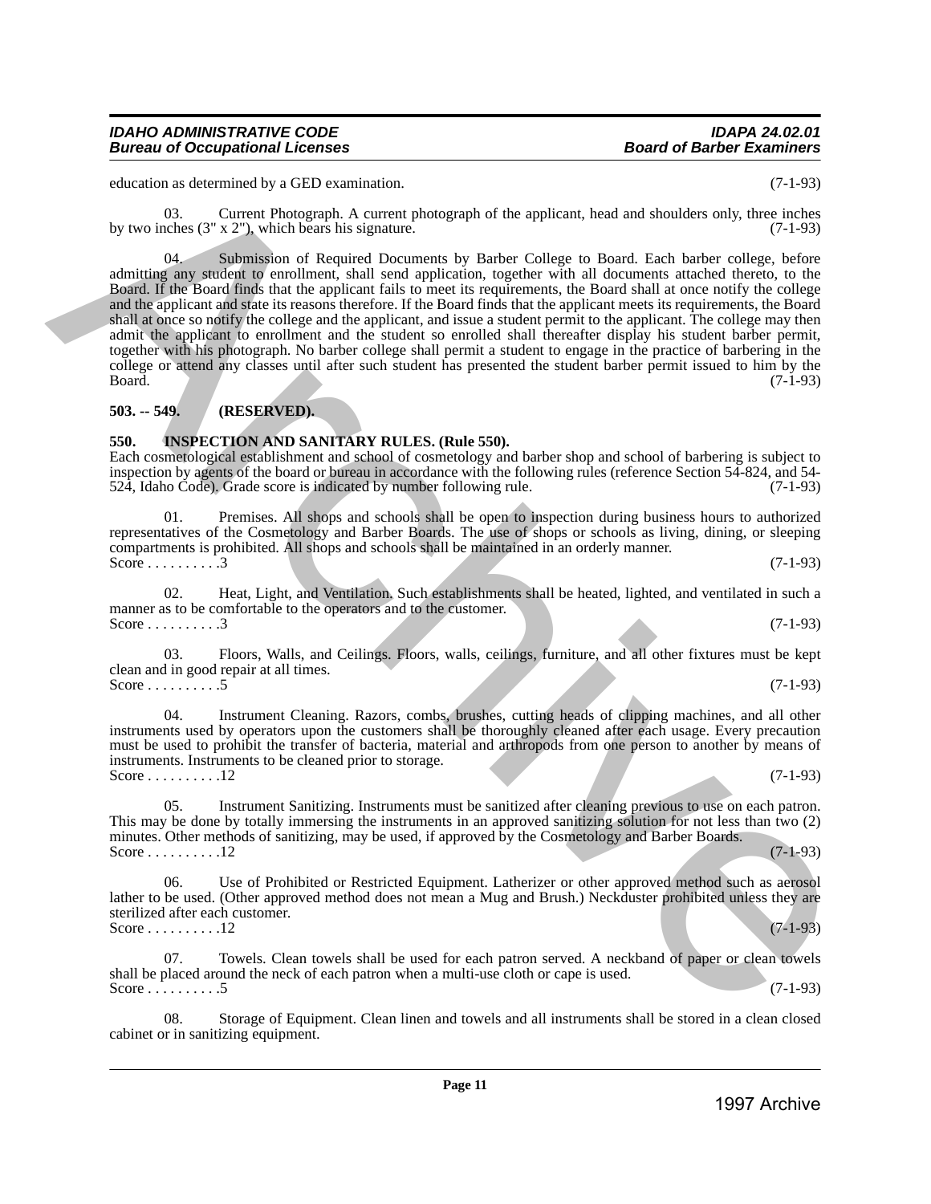education as determined by a GED examination. (7-1-93)

03. Current Photograph. A current photograph of the applicant, head and shoulders only, three inches by two inches (3" x 2"), which bears his signature. (7-1-93)

04. Submission of Required Documents by Barber College to Board. Each barber college, before admitting any student to enrollment, shall send application, together with all documents attached thereto, to the Board. If the Board finds that the applicant fails to meet its requirements, the Board shall at once notify the college and the applicant and state its reasons therefore. If the Board finds that the applicant meets its requirements, the Board shall at once so notify the college and the applicant, and issue a student permit to the applicant. The college may then admit the applicant to enrollment and the student so enrolled shall thereafter display his student barber permit, together with his photograph. No barber college shall permit a student to engage in the practice of barbering in the college or attend any classes until after such student has presented the student barber permit issued to him by the Board. (7-1-93)

**503. -- 549. (RESERVED).**

**550. INSPECTION AND SANITARY RULES. (Rule 550).**

Each cosmetological establishment and school of cosmetology and barber shop and school of barbering is subject to inspection by agents of the board or bureau in accordance with the following rules (reference Section 54-824, and 54-524, Idaho Code). Grade score is indicated by number following rule. (7-1-93)

01. Premises. All shops and schools shall be open to inspection during business hours to authorized representatives of the Cosmetology and Barber Boards. The use of shops or schools as living, dining, or sleeping compartments is prohibited. All shops and schools shall be maintained in an orderly manner.
Score . . . . . . . . . .3 (7-1-93)

02. Heat, Light, and Ventilation. Such establishments shall be heated, lighted, and ventilated in such a manner as to be comfortable to the operators and to the customer.
Score . . . . . . . . . .3 (7-1-93)

03. Floors, Walls, and Ceilings. Floors, walls, ceilings, furniture, and all other fixtures must be kept clean and in good repair at all times.
Score . . . . . . . . . .5 (7-1-93)

04. Instrument Cleaning. Razors, combs, brushes, cutting heads of clipping machines, and all other instruments used by operators upon the customers shall be thoroughly cleaned after each usage. Every precaution must be used to prohibit the transfer of bacteria, material and arthropods from one person to another by means of instruments. Instruments to be cleaned prior to storage.
Score . . . . . . . . . .12 (7-1-93)

05. Instrument Sanitizing. Instruments must be sanitized after cleaning previous to use on each patron. This may be done by totally immersing the instruments in an approved sanitizing solution for not less than two (2) minutes. Other methods of sanitizing, may be used, if approved by the Cosmetology and Barber Boards.
Score . . . . . . . . . .12 (7-1-93)

06. Use of Prohibited or Restricted Equipment. Latherizer or other approved method such as aerosol lather to be used. (Other approved method does not mean a Mug and Brush.) Neckduster prohibited unless they are sterilized after each customer.
Score . . . . . . . . . .12 (7-1-93)

07. Towels. Clean towels shall be used for each patron served. A neckband of paper or clean towels shall be placed around the neck of each patron when a multi-use cloth or cape is used.
Score . . . . . . . . . .5 (7-1-93)

08. Storage of Equipment. Clean linen and towels and all instruments shall be stored in a clean closed cabinet or in sanitizing equipment.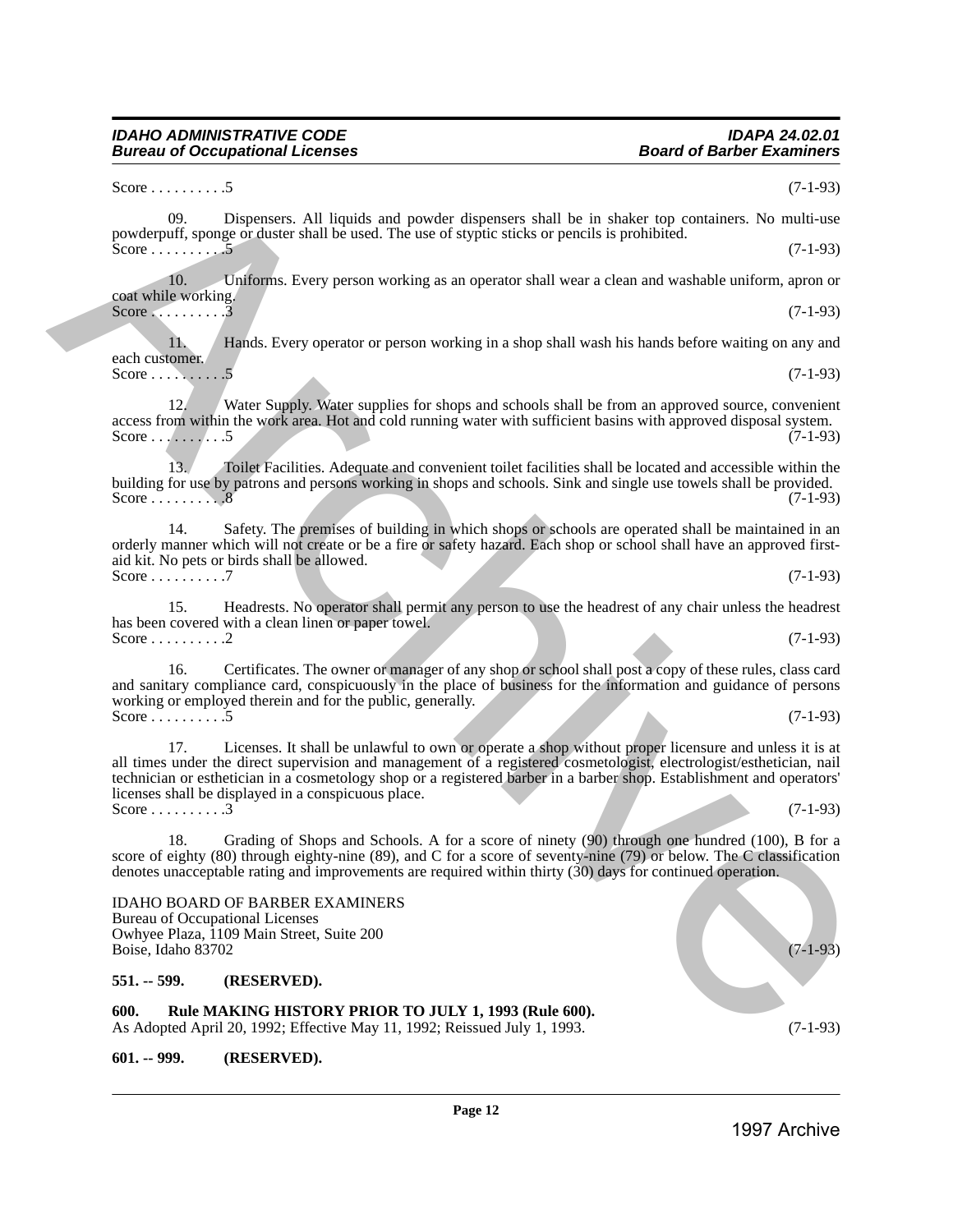Score . . . . . . . . . .5 (7-1-93)

09. Dispensers. All liquids and powder dispensers shall be in shaker top containers. No multi-use powderpuff, sponge or duster shall be used. The use of styptic sticks or pencils is prohibited.
Score . . . . . . . . . .5 (7-1-93)

10. Uniforms. Every person working as an operator shall wear a clean and washable uniform, apron or coat while working.
Score . . . . . . . . . .3 (7-1-93)

11. Hands. Every operator or person working in a shop shall wash his hands before waiting on any and each customer.
Score . . . . . . . . . .5 (7-1-93)

12. Water Supply. Water supplies for shops and schools shall be from an approved source, convenient access from within the work area. Hot and cold running water with sufficient basins with approved disposal system.
Score . . . . . . . . . .5 (7-1-93)

13. Toilet Facilities. Adequate and convenient toilet facilities shall be located and accessible within the building for use by patrons and persons working in shops and schools. Sink and single use towels shall be provided.
Score . . . . . . . . . .8 (7-1-93)

14. Safety. The premises of building in which shops or schools are operated shall be maintained in an orderly manner which will not create or be a fire or safety hazard. Each shop or school shall have an approved first-aid kit. No pets or birds shall be allowed.
Score . . . . . . . . . .7 (7-1-93)

15. Headrests. No operator shall permit any person to use the headrest of any chair unless the headrest has been covered with a clean linen or paper towel.
Score . . . . . . . . . .2 (7-1-93)

16. Certificates. The owner or manager of any shop or school shall post a copy of these rules, class card and sanitary compliance card, conspicuously in the place of business for the information and guidance of persons working or employed therein and for the public, generally.
Score . . . . . . . . . .5 (7-1-93)

17. Licenses. It shall be unlawful to own or operate a shop without proper licensure and unless it is at all times under the direct supervision and management of a registered cosmetologist, electrologist/esthetician, nail technician or esthetician in a cosmetology shop or a registered barber in a barber shop. Establishment and operators' licenses shall be displayed in a conspicuous place.
Score . . . . . . . . . .3 (7-1-93)

18. Grading of Shops and Schools. A for a score of ninety (90) through one hundred (100), B for a score of eighty (80) through eighty-nine (89), and C for a score of seventy-nine (79) or below. The C classification denotes unacceptable rating and improvements are required within thirty (30) days for continued operation.

IDAHO BOARD OF BARBER EXAMINERS
Bureau of Occupational Licenses
Owhyee Plaza, 1109 Main Street, Suite 200
Boise, Idaho 83702 (7-1-93)

**551. -- 599. (RESERVED).**

**600. Rule MAKING HISTORY PRIOR TO JULY 1, 1993 (Rule 600).**
As Adopted April 20, 1992; Effective May 11, 1992; Reissued July 1, 1993. (7-1-93)

**601. -- 999. (RESERVED).**